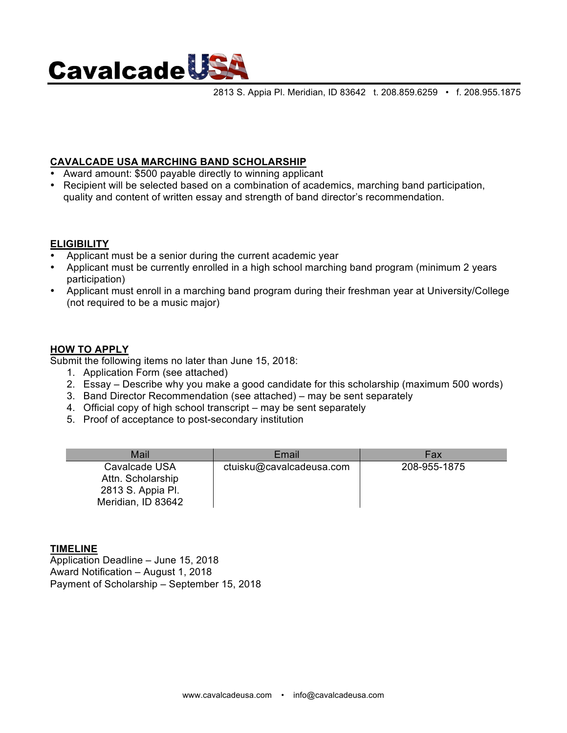# CavalcadeUSA

2813 S. Appia Pl. Meridian, ID 83642 t. 208.859.6259 • f. 208.955.1875

## CAVALCADE USA MARCHING BAND SCHOLARSHIP

- Award amount: $500 payable directly to winning applicant
- Recipient will be selected based on a combination of academics, marching band participation, quality and content of written essay and strength of band director's recommendation.

## ELIGIBILITY

- Applicant must be a senior during the current academic year
- Applicant must be currently enrolled in a high school marching band program (minimum 2 years participation)
- Applicant must enroll in a marching band program during their freshman year at University/College (not required to be a music major)

## HOW TO APPLY

Submit the following items no later than June 15, 2018:

1. Application Form (see attached)
2. Essay – Describe why you make a good candidate for this scholarship (maximum 500 words)
3. Band Director Recommendation (see attached) – may be sent separately
4. Official copy of high school transcript – may be sent separately
5. Proof of acceptance to post-secondary institution

| Mail | Email | Fax |
|---|---|---|
| Cavalcade USA<br>Attn. Scholarship<br>2813 S. Appia Pl.<br>Meridian, ID 83642 | ctuisku@cavalcadeusa.com | 208-955-1875 |

## TIMELINE

Application Deadline – June 15, 2018
Award Notification – August 1, 2018
Payment of Scholarship – September 15, 2018

www.cavalcadeusa.com • info@cavalcadeusa.com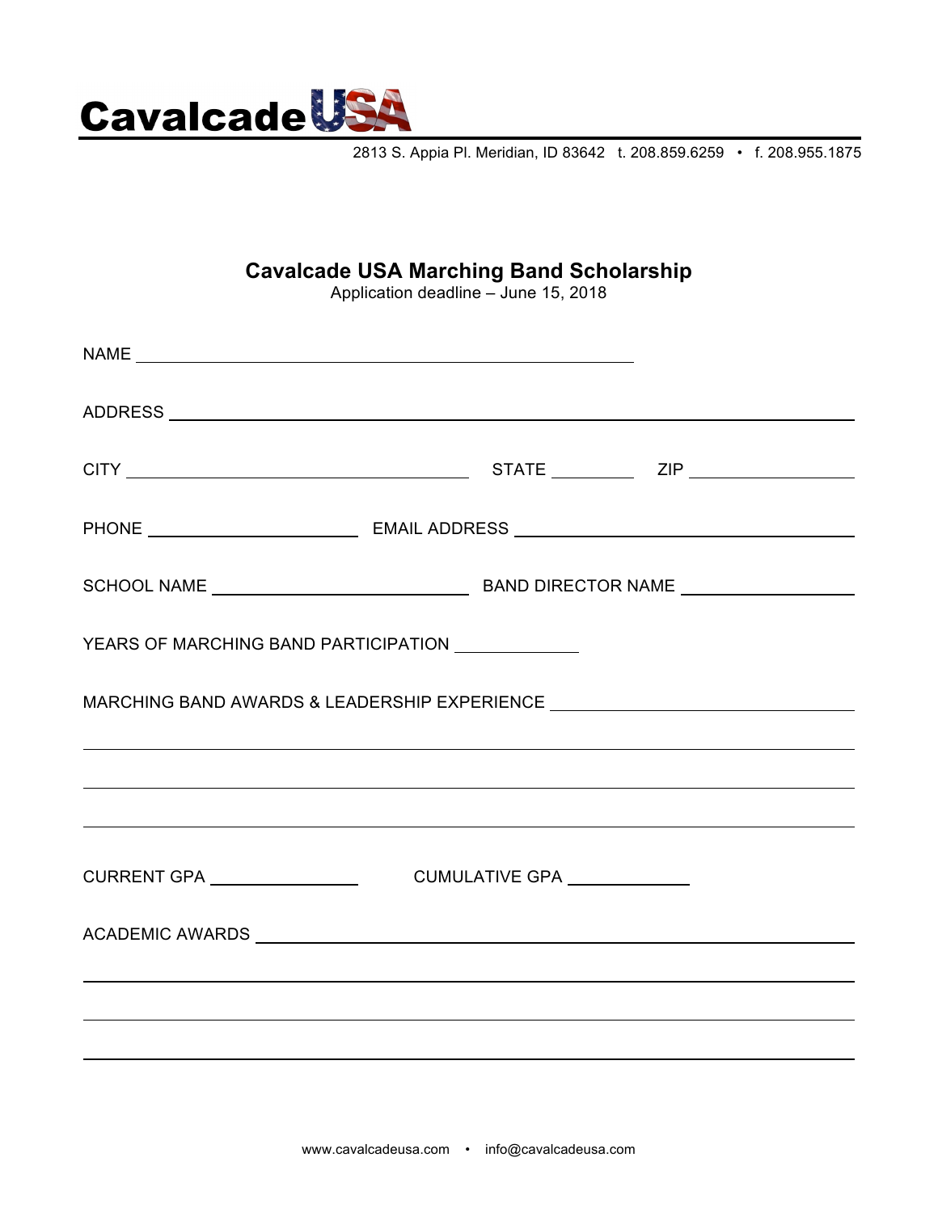Cavalcade USA

2813 S. Appia Pl. Meridian, ID 83642 t. 208.859.6259 • f. 208.955.1875

## Cavalcade USA Marching Band Scholarship

Application deadline – June 15, 2018

NAME ______________________________________________

ADDRESS ______________________________________________

CITY ______________________________ STATE __________ ZIP __________________

PHONE ______________________ EMAIL ADDRESS ______________________________

SCHOOL NAME ______________________ BAND DIRECTOR NAME ____________________

YEARS OF MARCHING BAND PARTICIPATION ______________

MARCHING BAND AWARDS & LEADERSHIP EXPERIENCE ______________________________

______________________________________________

______________________________________________

______________________________________________

CURRENT GPA ________________ CUMULATIVE GPA ______________

ACADEMIC AWARDS ______________________________________________

______________________________________________

______________________________________________

______________________________________________

www.cavalcadeusa.com • info@cavalcadeusa.com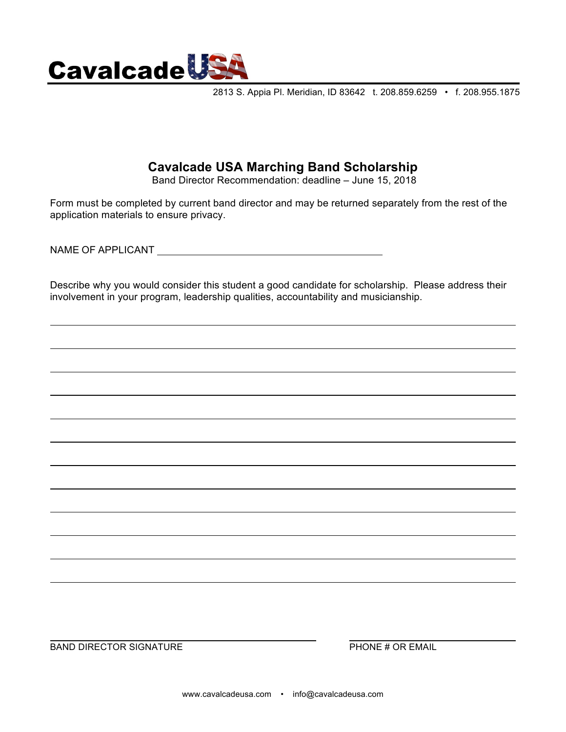**CavalcadeUSA**

2813 S. Appia Pl. Meridian, ID 83642 t. 208.859.6259 • f. 208.955.1875

## Cavalcade USA Marching Band Scholarship

Band Director Recommendation: deadline – June 15, 2018

Form must be completed by current band director and may be returned separately from the rest of the application materials to ensure privacy.

NAME OF APPLICANT ____________________________________

Describe why you would consider this student a good candidate for scholarship. Please address their involvement in your program, leadership qualities, accountability and musicianship.

_______________________________________________________________________________

_______________________________________________________________________________

_______________________________________________________________________________

_______________________________________________________________________________

_______________________________________________________________________________

_______________________________________________________________________________

_______________________________________________________________________________

_______________________________________________________________________________

_______________________________________________________________________________

_______________________________________________________________________________

_______________________________________________________________________________

_______________________________________________________________________________

____________________________________ ____________________

BAND DIRECTOR SIGNATURE PHONE # OR EMAIL

www.cavalcadeusa.com • info@cavalcadeusa.com